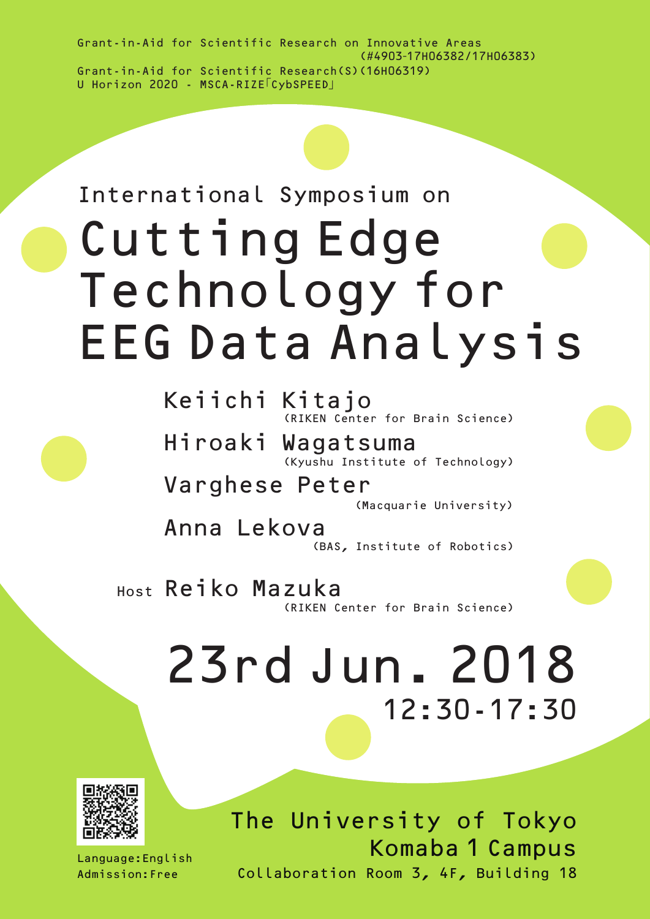Grant-in-Aid for Scientific Research on Innovative Areas (#4903-17H06382/17H06383)

Grant-in-Aid for Scientific Research(S)(16H06319)

U Horizon 2020 - MSCA-RIZE「CybSPEED」

International Symposium on

# Cutting Edge Technology for EEG Data Analysis

Keiichi Kitajo
(RIKEN Center for Brain Science)

Hiroaki Wagatsuma
(Kyushu Institute of Technology)

Varghese Peter
(Macquarie University)

Anna Lekova
(BAS, Institute of Robotics)

Host Reiko Mazuka
(RIKEN Center for Brain Science)

## 23rd Jun. 2018

12:30-17:30

Language:English

Admission:Free

The University of Tokyo

Komaba 1 Campus

Collaboration Room 3, 4F, Building 18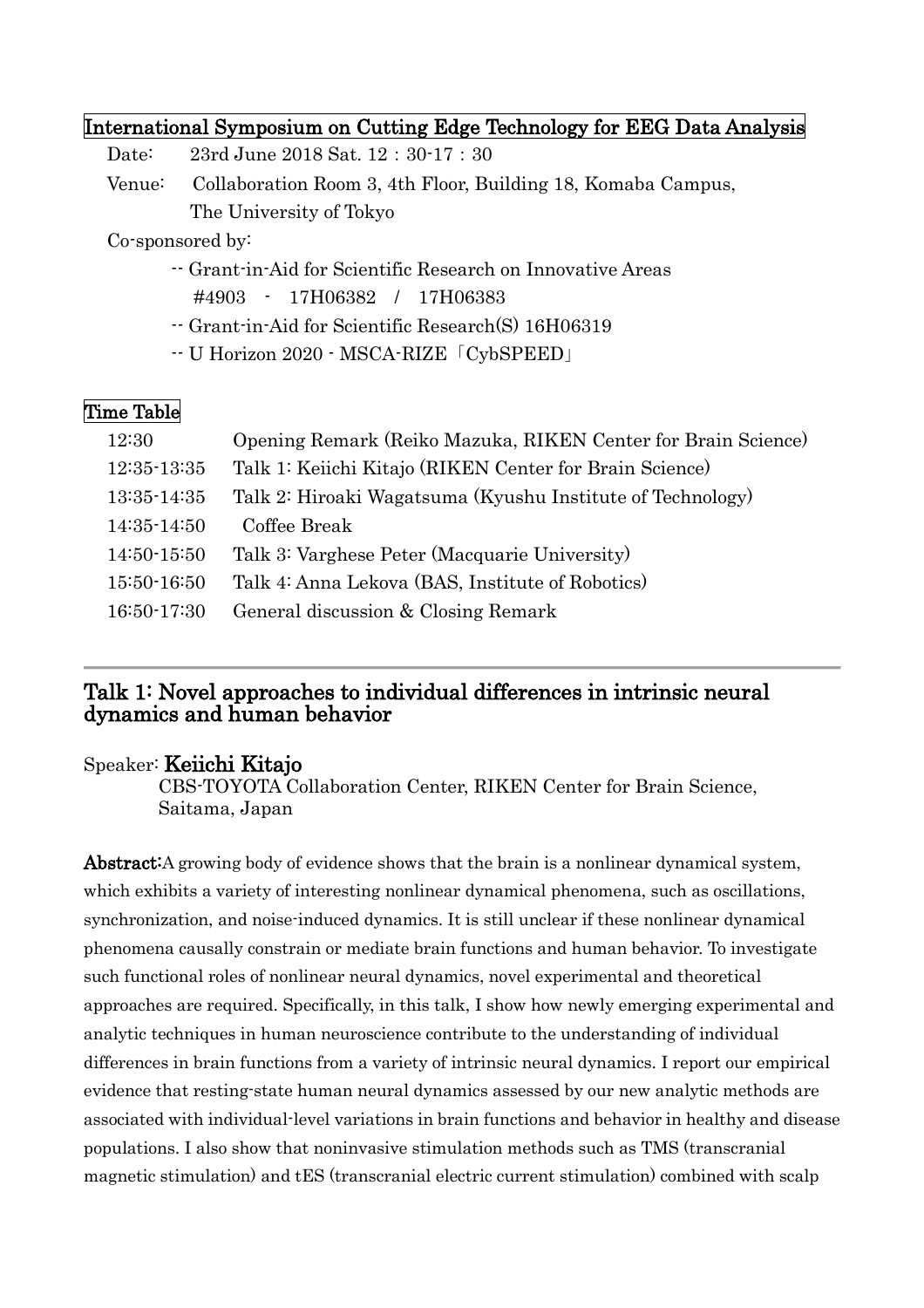## International Symposium on Cutting Edge Technology for EEG Data Analysis

Date: 23rd June 2018 Sat. 12：30-17：30

Venue: Collaboration Room 3, 4th Floor, Building 18, Komaba Campus, The University of Tokyo

Co-sponsored by:

- -- Grant-in-Aid for Scientific Research on Innovative Areas #4903 - 17H06382 / 17H06383
- -- Grant-in-Aid for Scientific Research(S) 16H06319
- -- U Horizon 2020 - MSCA-RIZE「CybSPEED」

## Time Table

| | |
|---|---|
| 12:30 | Opening Remark (Reiko Mazuka, RIKEN Center for Brain Science) |
| 12:35-13:35 | Talk 1: Keiichi Kitajo (RIKEN Center for Brain Science) |
| 13:35-14:35 | Talk 2: Hiroaki Wagatsuma (Kyushu Institute of Technology) |
| 14:35-14:50 | Coffee Break |
| 14:50-15:50 | Talk 3: Varghese Peter (Macquarie University) |
| 15:50-16:50 | Talk 4: Anna Lekova (BAS, Institute of Robotics) |
| 16:50-17:30 | General discussion & Closing Remark |

---

## Talk 1: Novel approaches to individual differences in intrinsic neural dynamics and human behavior

Speaker: **Keiichi Kitajo**
CBS-TOYOTA Collaboration Center, RIKEN Center for Brain Science, Saitama, Japan

**Abstract:** A growing body of evidence shows that the brain is a nonlinear dynamical system, which exhibits a variety of interesting nonlinear dynamical phenomena, such as oscillations, synchronization, and noise-induced dynamics. It is still unclear if these nonlinear dynamical phenomena causally constrain or mediate brain functions and human behavior. To investigate such functional roles of nonlinear neural dynamics, novel experimental and theoretical approaches are required. Specifically, in this talk, I show how newly emerging experimental and analytic techniques in human neuroscience contribute to the understanding of individual differences in brain functions from a variety of intrinsic neural dynamics. I report our empirical evidence that resting-state human neural dynamics assessed by our new analytic methods are associated with individual-level variations in brain functions and behavior in healthy and disease populations. I also show that noninvasive stimulation methods such as TMS (transcranial magnetic stimulation) and tES (transcranial electric current stimulation) combined with scalp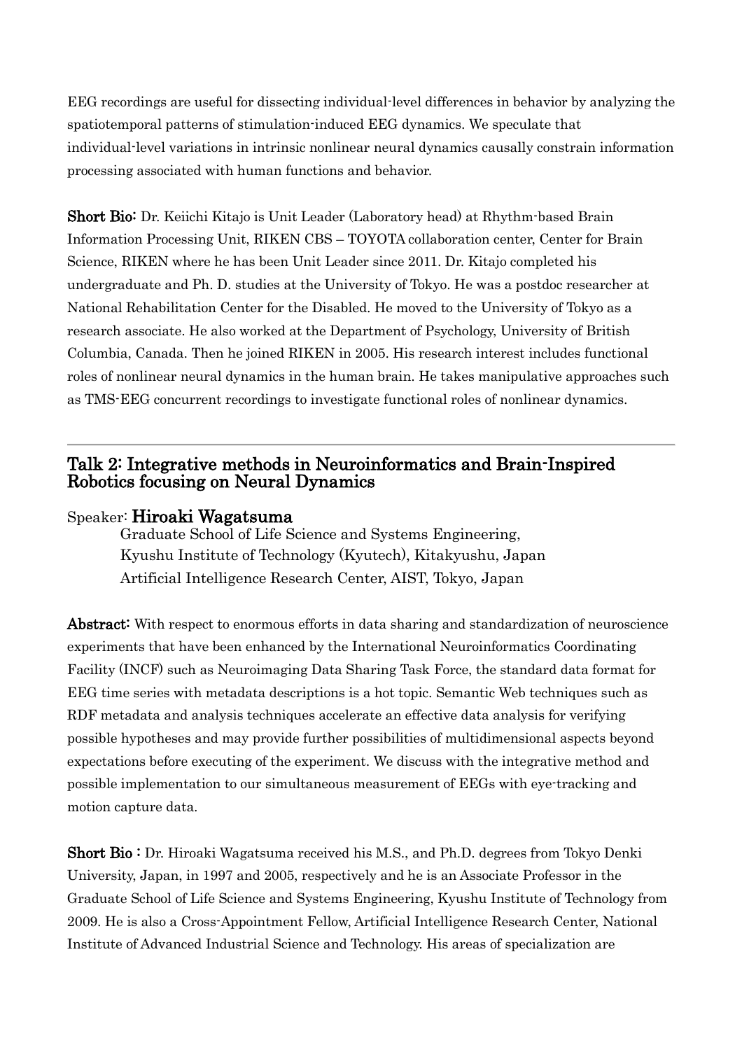EEG recordings are useful for dissecting individual-level differences in behavior by analyzing the spatiotemporal patterns of stimulation-induced EEG dynamics. We speculate that individual-level variations in intrinsic nonlinear neural dynamics causally constrain information processing associated with human functions and behavior.

**Short Bio:** Dr. Keiichi Kitajo is Unit Leader (Laboratory head) at Rhythm-based Brain Information Processing Unit, RIKEN CBS – TOYOTA collaboration center, Center for Brain Science, RIKEN where he has been Unit Leader since 2011. Dr. Kitajo completed his undergraduate and Ph. D. studies at the University of Tokyo. He was a postdoc researcher at National Rehabilitation Center for the Disabled. He moved to the University of Tokyo as a research associate. He also worked at the Department of Psychology, University of British Columbia, Canada. Then he joined RIKEN in 2005. His research interest includes functional roles of nonlinear neural dynamics in the human brain. He takes manipulative approaches such as TMS-EEG concurrent recordings to investigate functional roles of nonlinear dynamics.

---

## Talk 2: Integrative methods in Neuroinformatics and Brain-Inspired Robotics focusing on Neural Dynamics

Speaker: **Hiroaki Wagatsuma**

Graduate School of Life Science and Systems Engineering,
Kyushu Institute of Technology (Kyutech), Kitakyushu, Japan
Artificial Intelligence Research Center, AIST, Tokyo, Japan

**Abstract:** With respect to enormous efforts in data sharing and standardization of neuroscience experiments that have been enhanced by the International Neuroinformatics Coordinating Facility (INCF) such as Neuroimaging Data Sharing Task Force, the standard data format for EEG time series with metadata descriptions is a hot topic. Semantic Web techniques such as RDF metadata and analysis techniques accelerate an effective data analysis for verifying possible hypotheses and may provide further possibilities of multidimensional aspects beyond expectations before executing of the experiment. We discuss with the integrative method and possible implementation to our simultaneous measurement of EEGs with eye-tracking and motion capture data.

**Short Bio :** Dr. Hiroaki Wagatsuma received his M.S., and Ph.D. degrees from Tokyo Denki University, Japan, in 1997 and 2005, respectively and he is an Associate Professor in the Graduate School of Life Science and Systems Engineering, Kyushu Institute of Technology from 2009. He is also a Cross-Appointment Fellow, Artificial Intelligence Research Center, National Institute of Advanced Industrial Science and Technology. His areas of specialization are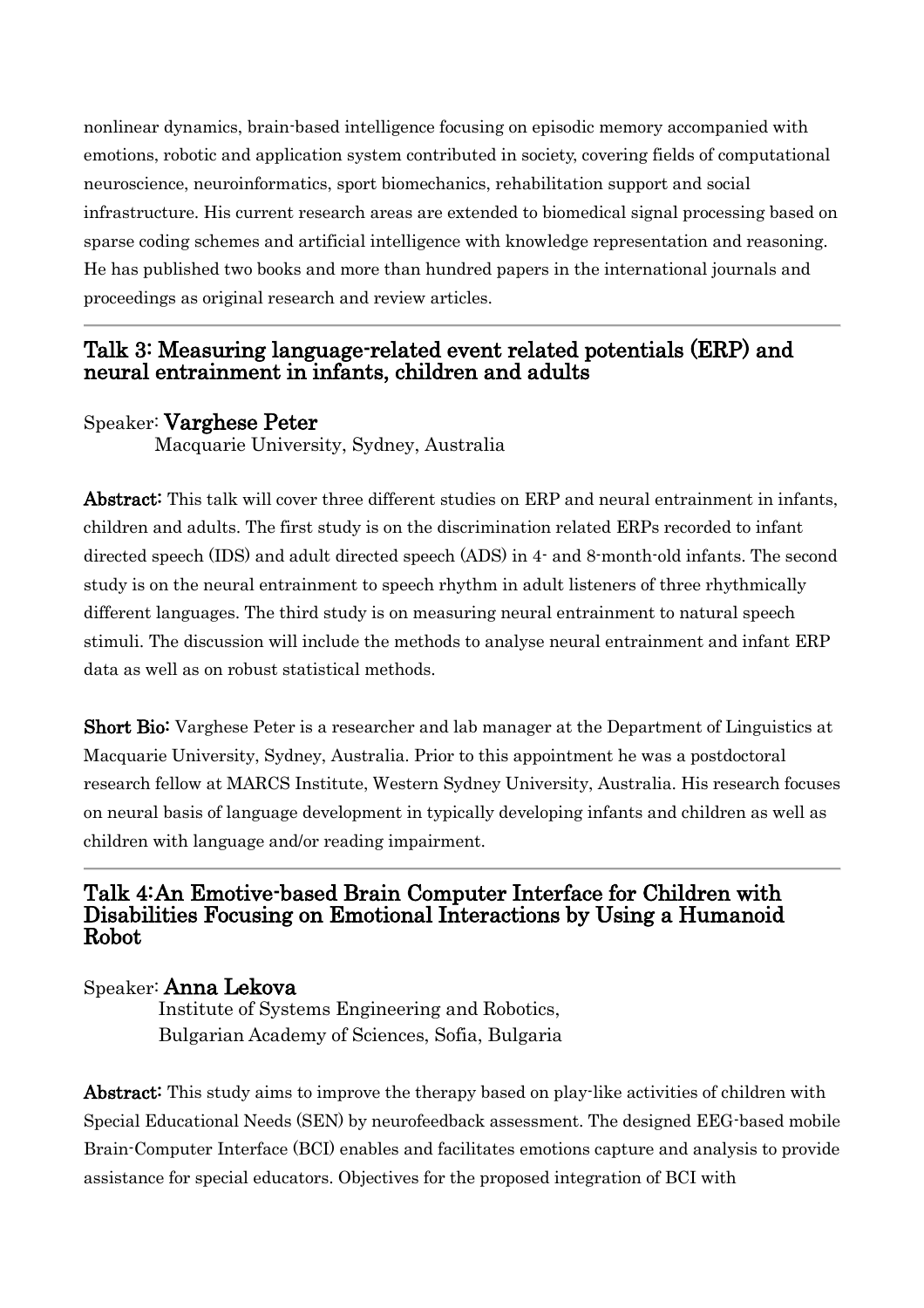nonlinear dynamics, brain-based intelligence focusing on episodic memory accompanied with emotions, robotic and application system contributed in society, covering fields of computational neuroscience, neuroinformatics, sport biomechanics, rehabilitation support and social infrastructure. His current research areas are extended to biomedical signal processing based on sparse coding schemes and artificial intelligence with knowledge representation and reasoning. He has published two books and more than hundred papers in the international journals and proceedings as original research and review articles.

---

## Talk 3: Measuring language-related event related potentials (ERP) and neural entrainment in infants, children and adults

Speaker: **Varghese Peter**
Macquarie University, Sydney, Australia

**Abstract:** This talk will cover three different studies on ERP and neural entrainment in infants, children and adults. The first study is on the discrimination related ERPs recorded to infant directed speech (IDS) and adult directed speech (ADS) in 4- and 8-month-old infants. The second study is on the neural entrainment to speech rhythm in adult listeners of three rhythmically different languages. The third study is on measuring neural entrainment to natural speech stimuli. The discussion will include the methods to analyse neural entrainment and infant ERP data as well as on robust statistical methods.

**Short Bio:** Varghese Peter is a researcher and lab manager at the Department of Linguistics at Macquarie University, Sydney, Australia. Prior to this appointment he was a postdoctoral research fellow at MARCS Institute, Western Sydney University, Australia. His research focuses on neural basis of language development in typically developing infants and children as well as children with language and/or reading impairment.

---

## Talk 4:An Emotive-based Brain Computer Interface for Children with Disabilities Focusing on Emotional Interactions by Using a Humanoid Robot

Speaker: **Anna Lekova**
Institute of Systems Engineering and Robotics,
Bulgarian Academy of Sciences, Sofia, Bulgaria

**Abstract:** This study aims to improve the therapy based on play-like activities of children with Special Educational Needs (SEN) by neurofeedback assessment. The designed EEG-based mobile Brain-Computer Interface (BCI) enables and facilitates emotions capture and analysis to provide assistance for special educators. Objectives for the proposed integration of BCI with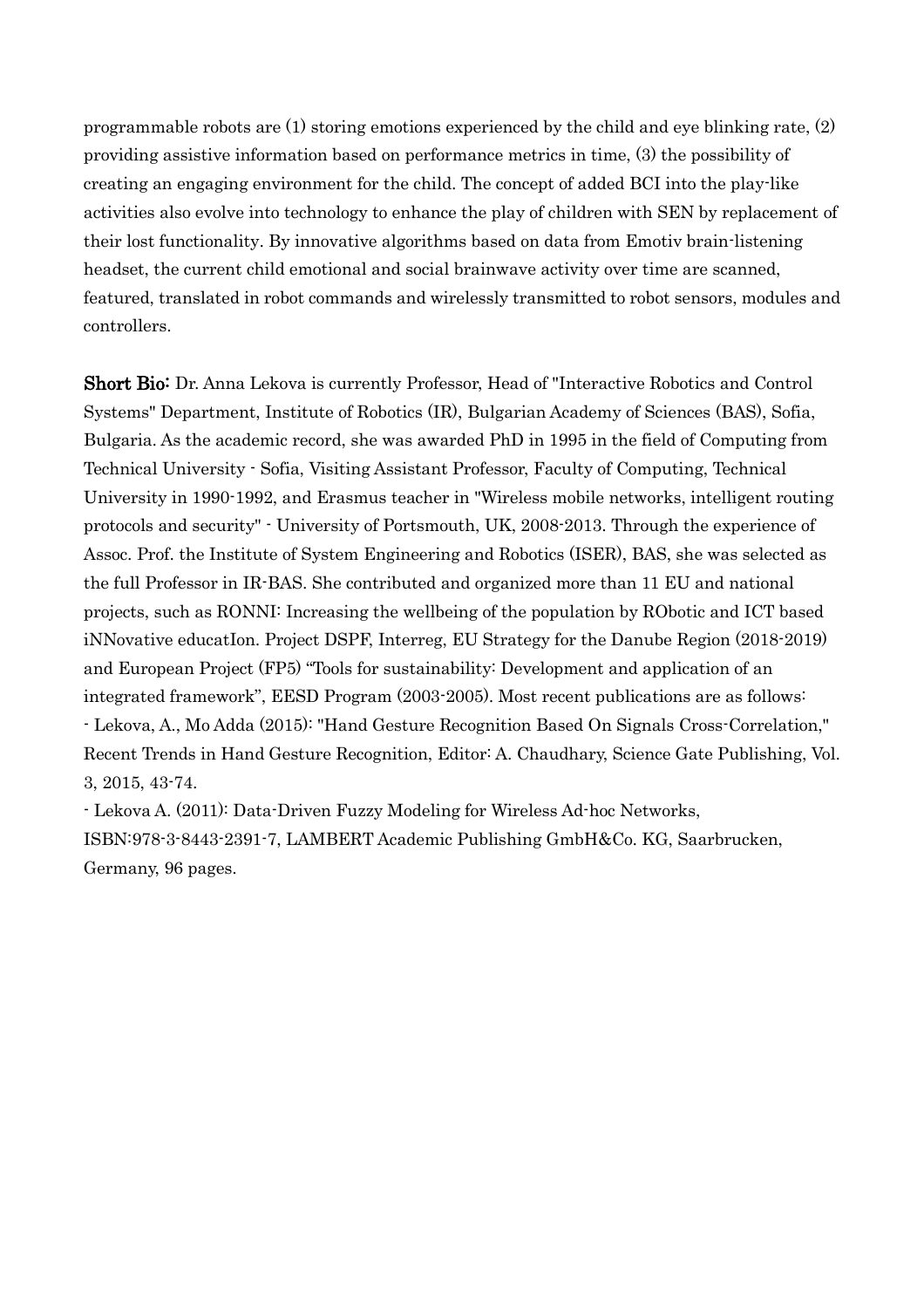programmable robots are (1) storing emotions experienced by the child and eye blinking rate, (2) providing assistive information based on performance metrics in time, (3) the possibility of creating an engaging environment for the child. The concept of added BCI into the play-like activities also evolve into technology to enhance the play of children with SEN by replacement of their lost functionality. By innovative algorithms based on data from Emotiv brain-listening headset, the current child emotional and social brainwave activity over time are scanned, featured, translated in robot commands and wirelessly transmitted to robot sensors, modules and controllers.

**Short Bio:** Dr. Anna Lekova is currently Professor, Head of "Interactive Robotics and Control Systems" Department, Institute of Robotics (IR), Bulgarian Academy of Sciences (BAS), Sofia, Bulgaria. As the academic record, she was awarded PhD in 1995 in the field of Computing from Technical University - Sofia, Visiting Assistant Professor, Faculty of Computing, Technical University in 1990-1992, and Erasmus teacher in "Wireless mobile networks, intelligent routing protocols and security" - University of Portsmouth, UK, 2008-2013. Through the experience of Assoc. Prof. the Institute of System Engineering and Robotics (ISER), BAS, she was selected as the full Professor in IR-BAS. She contributed and organized more than 11 EU and national projects, such as RONNI: Increasing the wellbeing of the population by RObotic and ICT based iNNovative educatIon. Project DSPF, Interreg, EU Strategy for the Danube Region (2018-2019) and European Project (FP5) "Tools for sustainability: Development and application of an integrated framework", EESD Program (2003-2005). Most recent publications are as follows:

- Lekova, A., Mo Adda (2015): "Hand Gesture Recognition Based On Signals Cross-Correlation," Recent Trends in Hand Gesture Recognition, Editor: A. Chaudhary, Science Gate Publishing, Vol. 3, 2015, 43-74.
- Lekova A. (2011): Data-Driven Fuzzy Modeling for Wireless Ad-hoc Networks, ISBN:978-3-8443-2391-7, LAMBERT Academic Publishing GmbH&Co. KG, Saarbrucken, Germany, 96 pages.